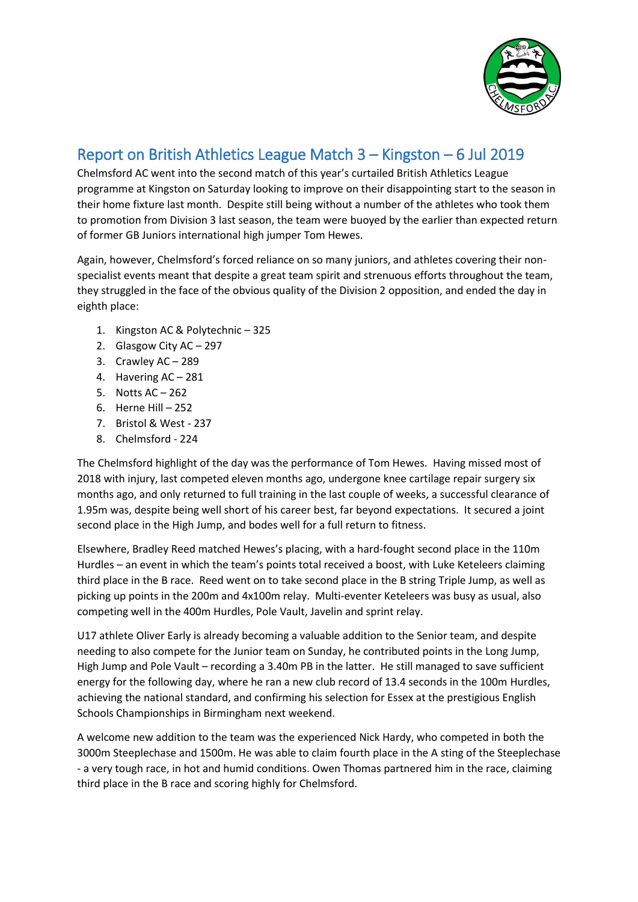# Report on British Athletics League Match 3 – Kingston – 6 Jul 2019

Chelmsford AC went into the second match of this year's curtailed British Athletics League programme at Kingston on Saturday looking to improve on their disappointing start to the season in their home fixture last month. Despite still being without a number of the athletes who took them to promotion from Division 3 last season, the team were buoyed by the earlier than expected return of former GB Juniors international high jumper Tom Hewes.

Again, however, Chelmsford's forced reliance on so many juniors, and athletes covering their non-specialist events meant that despite a great team spirit and strenuous efforts throughout the team, they struggled in the face of the obvious quality of the Division 2 opposition, and ended the day in eighth place:

1. Kingston AC & Polytechnic – 325
2. Glasgow City AC – 297
3. Crawley AC – 289
4. Havering AC – 281
5. Notts AC – 262
6. Herne Hill – 252
7. Bristol & West - 237
8. Chelmsford - 224

The Chelmsford highlight of the day was the performance of Tom Hewes. Having missed most of 2018 with injury, last competed eleven months ago, undergone knee cartilage repair surgery six months ago, and only returned to full training in the last couple of weeks, a successful clearance of 1.95m was, despite being well short of his career best, far beyond expectations. It secured a joint second place in the High Jump, and bodes well for a full return to fitness.

Elsewhere, Bradley Reed matched Hewes's placing, with a hard-fought second place in the 110m Hurdles – an event in which the team's points total received a boost, with Luke Keteleers claiming third place in the B race. Reed went on to take second place in the B string Triple Jump, as well as picking up points in the 200m and 4x100m relay. Multi-eventer Keteleers was busy as usual, also competing well in the 400m Hurdles, Pole Vault, Javelin and sprint relay.

U17 athlete Oliver Early is already becoming a valuable addition to the Senior team, and despite needing to also compete for the Junior team on Sunday, he contributed points in the Long Jump, High Jump and Pole Vault – recording a 3.40m PB in the latter. He still managed to save sufficient energy for the following day, where he ran a new club record of 13.4 seconds in the 100m Hurdles, achieving the national standard, and confirming his selection for Essex at the prestigious English Schools Championships in Birmingham next weekend.

A welcome new addition to the team was the experienced Nick Hardy, who competed in both the 3000m Steeplechase and 1500m. He was able to claim fourth place in the A sting of the Steeplechase - a very tough race, in hot and humid conditions. Owen Thomas partnered him in the race, claiming third place in the B race and scoring highly for Chelmsford.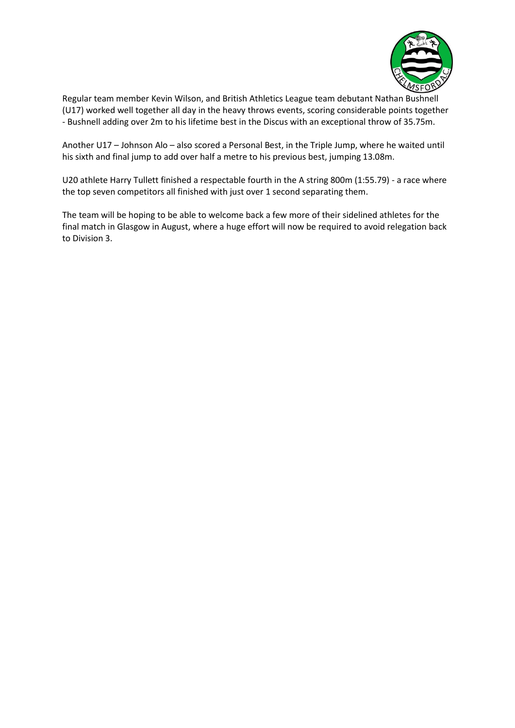Regular team member Kevin Wilson, and British Athletics League team debutant Nathan Bushnell (U17) worked well together all day in the heavy throws events, scoring considerable points together - Bushnell adding over 2m to his lifetime best in the Discus with an exceptional throw of 35.75m.

Another U17 – Johnson Alo – also scored a Personal Best, in the Triple Jump, where he waited until his sixth and final jump to add over half a metre to his previous best, jumping 13.08m.

U20 athlete Harry Tullett finished a respectable fourth in the A string 800m (1:55.79) - a race where the top seven competitors all finished with just over 1 second separating them.

The team will be hoping to be able to welcome back a few more of their sidelined athletes for the final match in Glasgow in August, where a huge effort will now be required to avoid relegation back to Division 3.